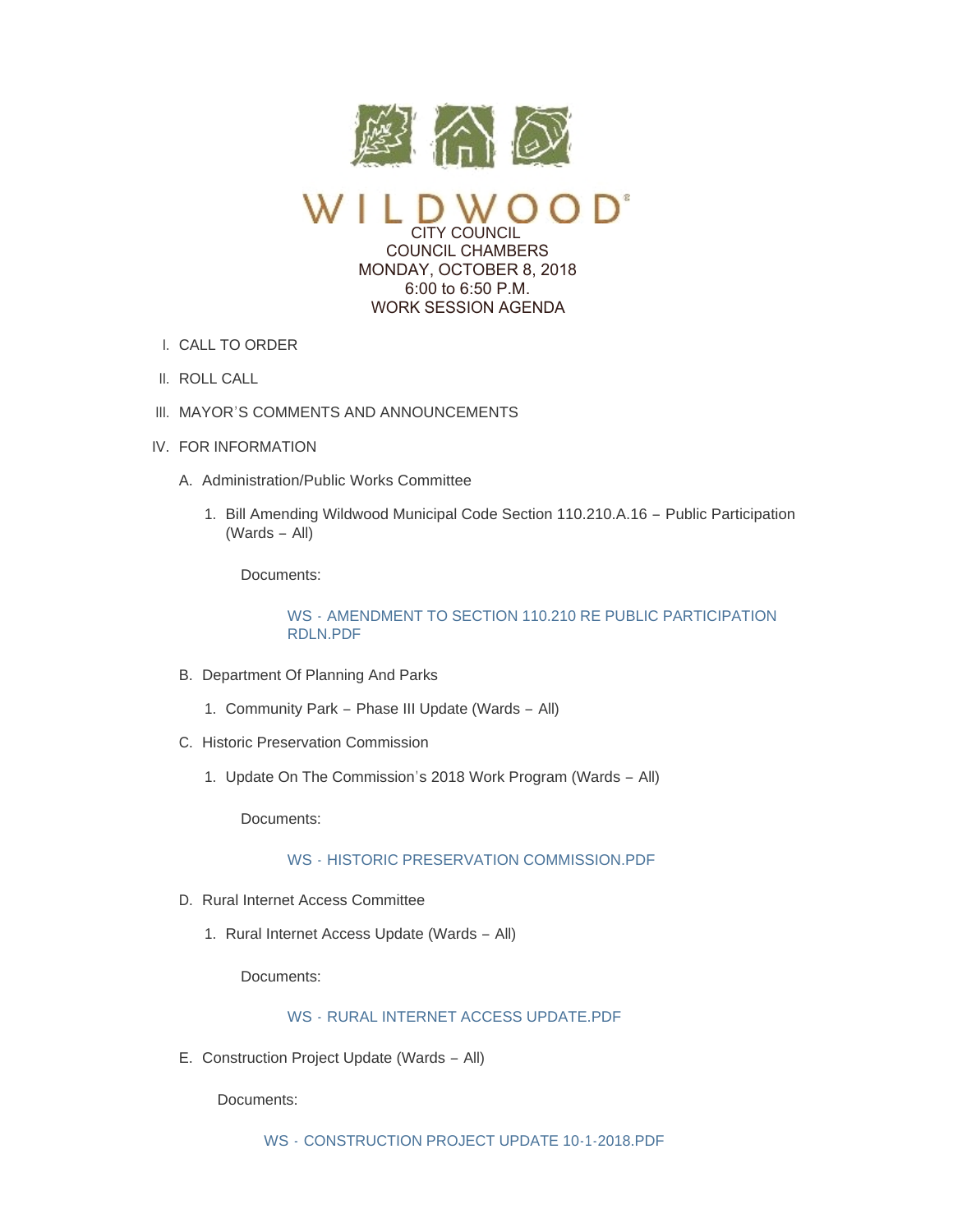# WILDWOOD

CITY COUNCIL
COUNCIL CHAMBERS
MONDAY, OCTOBER 8, 2018
6:00 to 6:50 P.M.
WORK SESSION AGENDA

I. CALL TO ORDER

II. ROLL CALL

III. MAYOR'S COMMENTS AND ANNOUNCEMENTS

IV. FOR INFORMATION

   A. Administration/Public Works Committee

      1. Bill Amending Wildwood Municipal Code Section 110.210.A.16 – Public Participation (Wards – All)

         Documents:

         WS - AMENDMENT TO SECTION 110.210 RE PUBLIC PARTICIPATION RDLN.PDF

   B. Department Of Planning And Parks

      1. Community Park – Phase III Update (Wards – All)

   C. Historic Preservation Commission

      1. Update On The Commission's 2018 Work Program (Wards – All)

         Documents:

         WS - HISTORIC PRESERVATION COMMISSION.PDF

   D. Rural Internet Access Committee

      1. Rural Internet Access Update (Wards – All)

         Documents:

         WS - RURAL INTERNET ACCESS UPDATE.PDF

   E. Construction Project Update (Wards – All)

      Documents:

      WS - CONSTRUCTION PROJECT UPDATE 10-1-2018.PDF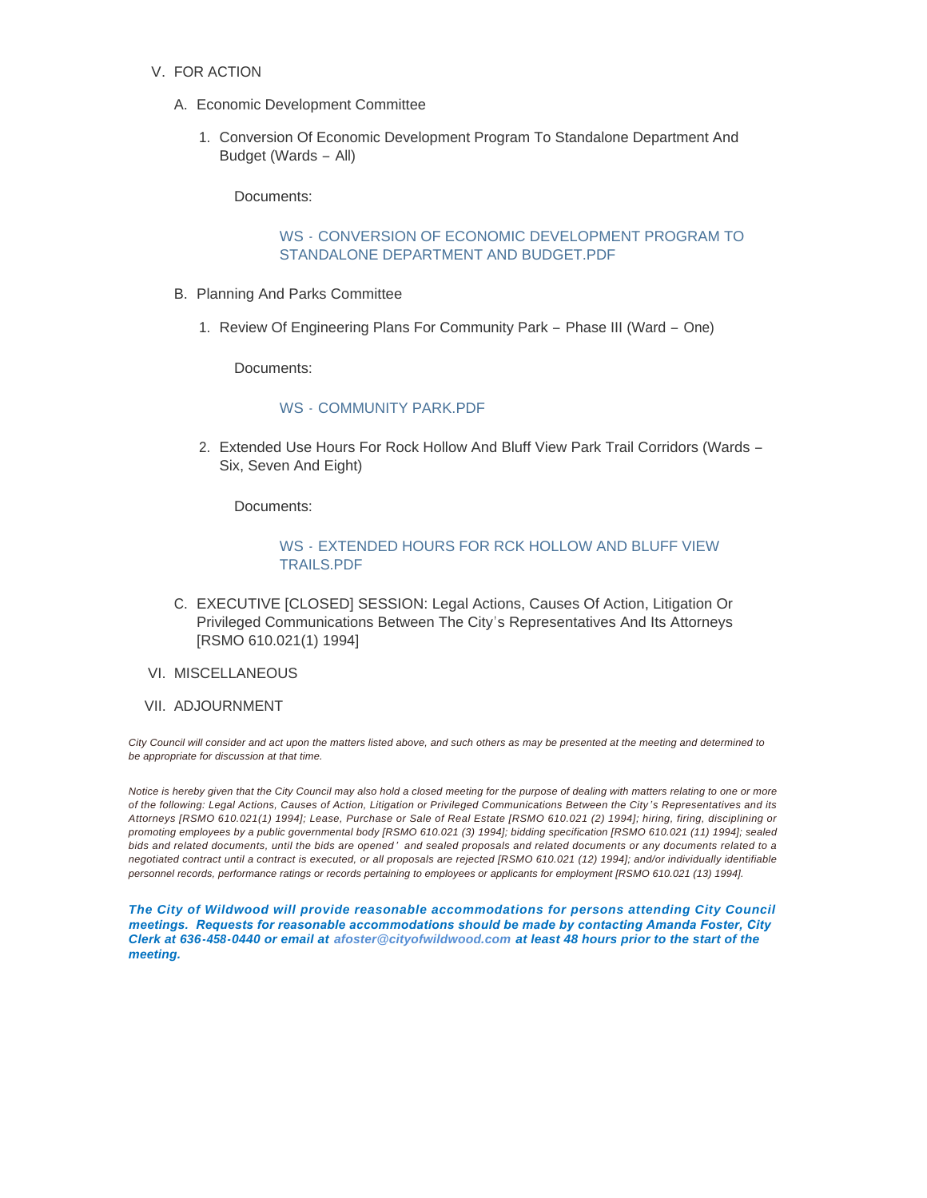V. FOR ACTION

A. Economic Development Committee

1. Conversion Of Economic Development Program To Standalone Department And Budget (Wards – All)

Documents:

WS - CONVERSION OF ECONOMIC DEVELOPMENT PROGRAM TO STANDALONE DEPARTMENT AND BUDGET.PDF

B. Planning And Parks Committee

1. Review Of Engineering Plans For Community Park – Phase III (Ward – One)

Documents:

WS - COMMUNITY PARK.PDF

2. Extended Use Hours For Rock Hollow And Bluff View Park Trail Corridors (Wards – Six, Seven And Eight)

Documents:

WS - EXTENDED HOURS FOR RCK HOLLOW AND BLUFF VIEW TRAILS.PDF

C. EXECUTIVE [CLOSED] SESSION: Legal Actions, Causes Of Action, Litigation Or Privileged Communications Between The City's Representatives And Its Attorneys [RSMO 610.021(1) 1994]

VI. MISCELLANEOUS

VII. ADJOURNMENT

*City Council will consider and act upon the matters listed above, and such others as may be presented at the meeting and determined to be appropriate for discussion at that time.*

*Notice is hereby given that the City Council may also hold a closed meeting for the purpose of dealing with matters relating to one or more of the following: Legal Actions, Causes of Action, Litigation or Privileged Communications Between the City's Representatives and its Attorneys [RSMO 610.021(1) 1994]; Lease, Purchase or Sale of Real Estate [RSMO 610.021 (2) 1994]; hiring, firing, disciplining or promoting employees by a public governmental body [RSMO 610.021 (3) 1994]; bidding specification [RSMO 610.021 (11) 1994]; sealed bids and related documents, until the bids are opened' and sealed proposals and related documents or any documents related to a negotiated contract until a contract is executed, or all proposals are rejected [RSMO 610.021 (12) 1994]; and/or individually identifiable personnel records, performance ratings or records pertaining to employees or applicants for employment [RSMO 610.021 (13) 1994].*

***The City of Wildwood will provide reasonable accommodations for persons attending City Council meetings. Requests for reasonable accommodations should be made by contacting Amanda Foster, City Clerk at 636-458-0440 or email at afoster@cityofwildwood.com at least 48 hours prior to the start of the meeting.***